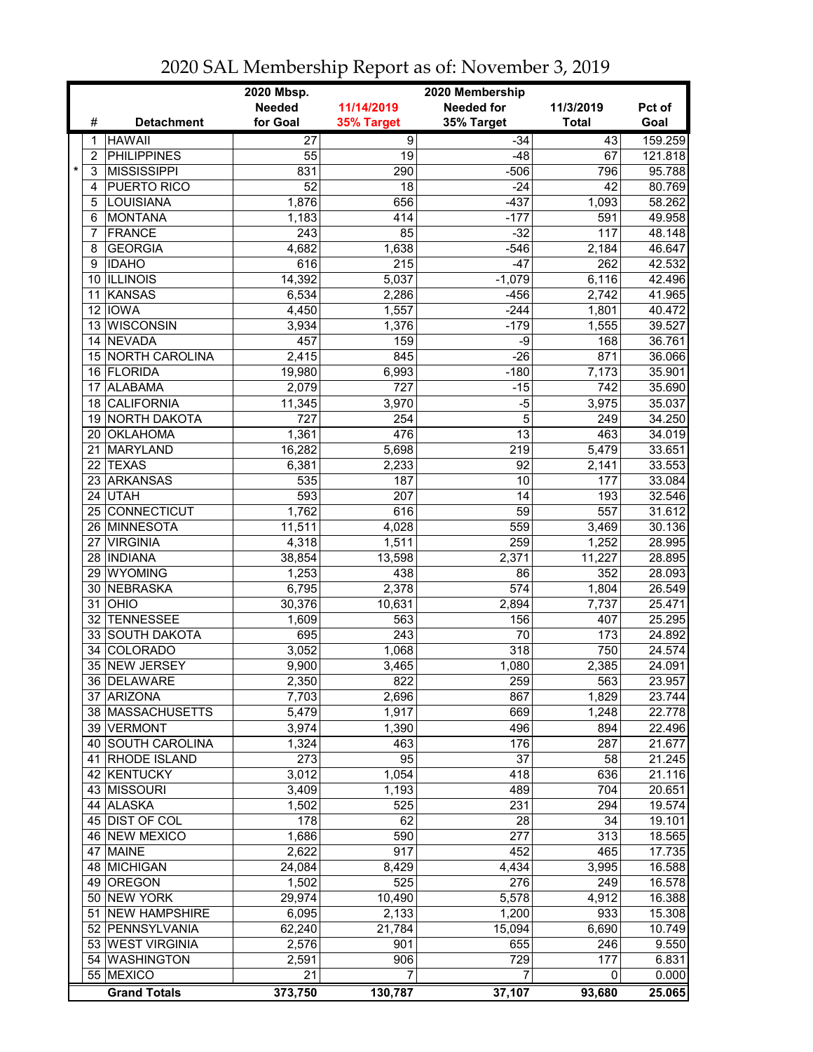# 2020 SAL Membership Report as of: November 3, 2019

| | # | Detachment | 2020 Mbsp. Needed for Goal | 11/14/2019 35% Target | 2020 Membership Needed for 35% Target | 11/3/2019 Total | Pct of Goal |
|---|---|---|---|---|---|---|---|
| | 1 | HAWAII | 27 | 9 | -34 | 43 | 159.259 |
| | 2 | PHILIPPINES | 55 | 19 | -48 | 67 | 121.818 |
| * | 3 | MISSISSIPPI | 831 | 290 | -506 | 796 | 95.788 |
| | 4 | PUERTO RICO | 52 | 18 | -24 | 42 | 80.769 |
| | 5 | LOUISIANA | 1,876 | 656 | -437 | 1,093 | 58.262 |
| | 6 | MONTANA | 1,183 | 414 | -177 | 591 | 49.958 |
| | 7 | FRANCE | 243 | 85 | -32 | 117 | 48.148 |
| | 8 | GEORGIA | 4,682 | 1,638 | -546 | 2,184 | 46.647 |
| | 9 | IDAHO | 616 | 215 | -47 | 262 | 42.532 |
| | 10 | ILLINOIS | 14,392 | 5,037 | -1,079 | 6,116 | 42.496 |
| | 11 | KANSAS | 6,534 | 2,286 | -456 | 2,742 | 41.965 |
| | 12 | IOWA | 4,450 | 1,557 | -244 | 1,801 | 40.472 |
| | 13 | WISCONSIN | 3,934 | 1,376 | -179 | 1,555 | 39.527 |
| | 14 | NEVADA | 457 | 159 | -9 | 168 | 36.761 |
| | 15 | NORTH CAROLINA | 2,415 | 845 | -26 | 871 | 36.066 |
| | 16 | FLORIDA | 19,980 | 6,993 | -180 | 7,173 | 35.901 |
| | 17 | ALABAMA | 2,079 | 727 | -15 | 742 | 35.690 |
| | 18 | CALIFORNIA | 11,345 | 3,970 | -5 | 3,975 | 35.037 |
| | 19 | NORTH DAKOTA | 727 | 254 | 5 | 249 | 34.250 |
| | 20 | OKLAHOMA | 1,361 | 476 | 13 | 463 | 34.019 |
| | 21 | MARYLAND | 16,282 | 5,698 | 219 | 5,479 | 33.651 |
| | 22 | TEXAS | 6,381 | 2,233 | 92 | 2,141 | 33.553 |
| | 23 | ARKANSAS | 535 | 187 | 10 | 177 | 33.084 |
| | 24 | UTAH | 593 | 207 | 14 | 193 | 32.546 |
| | 25 | CONNECTICUT | 1,762 | 616 | 59 | 557 | 31.612 |
| | 26 | MINNESOTA | 11,511 | 4,028 | 559 | 3,469 | 30.136 |
| | 27 | VIRGINIA | 4,318 | 1,511 | 259 | 1,252 | 28.995 |
| | 28 | INDIANA | 38,854 | 13,598 | 2,371 | 11,227 | 28.895 |
| | 29 | WYOMING | 1,253 | 438 | 86 | 352 | 28.093 |
| | 30 | NEBRASKA | 6,795 | 2,378 | 574 | 1,804 | 26.549 |
| | 31 | OHIO | 30,376 | 10,631 | 2,894 | 7,737 | 25.471 |
| | 32 | TENNESSEE | 1,609 | 563 | 156 | 407 | 25.295 |
| | 33 | SOUTH DAKOTA | 695 | 243 | 70 | 173 | 24.892 |
| | 34 | COLORADO | 3,052 | 1,068 | 318 | 750 | 24.574 |
| | 35 | NEW JERSEY | 9,900 | 3,465 | 1,080 | 2,385 | 24.091 |
| | 36 | DELAWARE | 2,350 | 822 | 259 | 563 | 23.957 |
| | 37 | ARIZONA | 7,703 | 2,696 | 867 | 1,829 | 23.744 |
| | 38 | MASSACHUSETTS | 5,479 | 1,917 | 669 | 1,248 | 22.778 |
| | 39 | VERMONT | 3,974 | 1,390 | 496 | 894 | 22.496 |
| | 40 | SOUTH CAROLINA | 1,324 | 463 | 176 | 287 | 21.677 |
| | 41 | RHODE ISLAND | 273 | 95 | 37 | 58 | 21.245 |
| | 42 | KENTUCKY | 3,012 | 1,054 | 418 | 636 | 21.116 |
| | 43 | MISSOURI | 3,409 | 1,193 | 489 | 704 | 20.651 |
| | 44 | ALASKA | 1,502 | 525 | 231 | 294 | 19.574 |
| | 45 | DIST OF COL | 178 | 62 | 28 | 34 | 19.101 |
| | 46 | NEW MEXICO | 1,686 | 590 | 277 | 313 | 18.565 |
| | 47 | MAINE | 2,622 | 917 | 452 | 465 | 17.735 |
| | 48 | MICHIGAN | 24,084 | 8,429 | 4,434 | 3,995 | 16.588 |
| | 49 | OREGON | 1,502 | 525 | 276 | 249 | 16.578 |
| | 50 | NEW YORK | 29,974 | 10,490 | 5,578 | 4,912 | 16.388 |
| | 51 | NEW HAMPSHIRE | 6,095 | 2,133 | 1,200 | 933 | 15.308 |
| | 52 | PENNSYLVANIA | 62,240 | 21,784 | 15,094 | 6,690 | 10.749 |
| | 53 | WEST VIRGINIA | 2,576 | 901 | 655 | 246 | 9.550 |
| | 54 | WASHINGTON | 2,591 | 906 | 729 | 177 | 6.831 |
| | 55 | MEXICO | 21 | 7 | 7 | 0 | 0.000 |
| | | **Grand Totals** | **373,750** | **130,787** | **37,107** | **93,680** | **25.065** |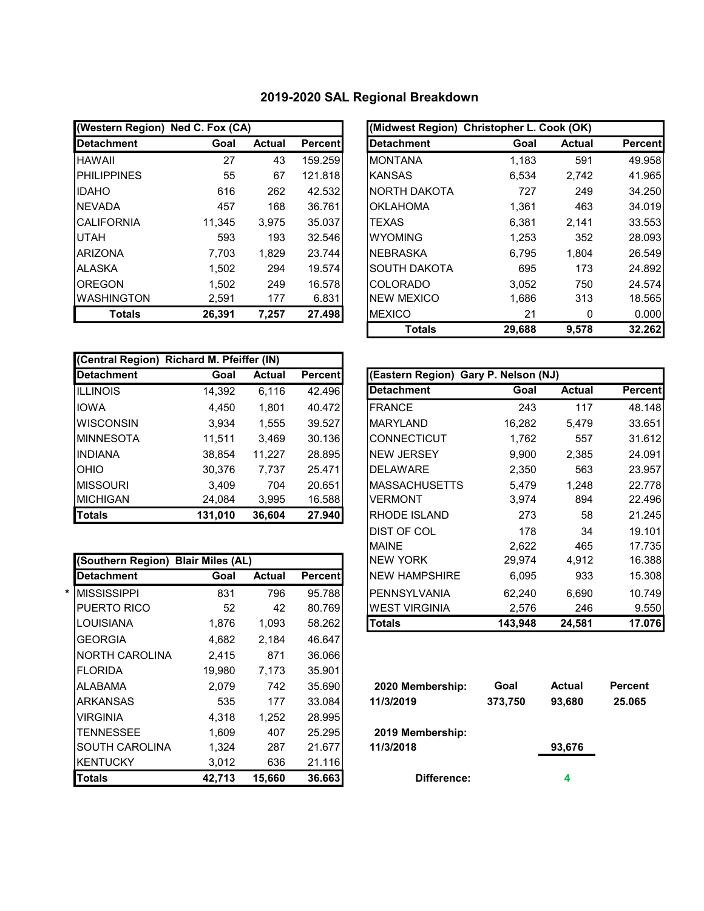# 2019-2020 SAL Regional Breakdown

| (Western Region) Ned C. Fox (CA) | | | |
|---|---|---|---|
| **Detachment** | **Goal** | **Actual** | **Percent** |
| HAWAII | 27 | 43 | 159.259 |
| PHILIPPINES | 55 | 67 | 121.818 |
| IDAHO | 616 | 262 | 42.532 |
| NEVADA | 457 | 168 | 36.761 |
| CALIFORNIA | 11,345 | 3,975 | 35.037 |
| UTAH | 593 | 193 | 32.546 |
| ARIZONA | 7,703 | 1,829 | 23.744 |
| ALASKA | 1,502 | 294 | 19.574 |
| OREGON | 1,502 | 249 | 16.578 |
| WASHINGTON | 2,591 | 177 | 6.831 |
| **Totals** | **26,391** | **7,257** | **27.498** |

| (Midwest Region) Christopher L. Cook (OK) | | | |
|---|---|---|---|
| **Detachment** | **Goal** | **Actual** | **Percent** |
| MONTANA | 1,183 | 591 | 49.958 |
| KANSAS | 6,534 | 2,742 | 41.965 |
| NORTH DAKOTA | 727 | 249 | 34.250 |
| OKLAHOMA | 1,361 | 463 | 34.019 |
| TEXAS | 6,381 | 2,141 | 33.553 |
| WYOMING | 1,253 | 352 | 28.093 |
| NEBRASKA | 6,795 | 1,804 | 26.549 |
| SOUTH DAKOTA | 695 | 173 | 24.892 |
| COLORADO | 3,052 | 750 | 24.574 |
| NEW MEXICO | 1,686 | 313 | 18.565 |
| MEXICO | 21 | 0 | 0.000 |
| **Totals** | **29,688** | **9,578** | **32.262** |

| (Central Region) Richard M. Pfeiffer (IN) | | | |
|---|---|---|---|
| **Detachment** | **Goal** | **Actual** | **Percent** |
| ILLINOIS | 14,392 | 6,116 | 42.496 |
| IOWA | 4,450 | 1,801 | 40.472 |
| WISCONSIN | 3,934 | 1,555 | 39.527 |
| MINNESOTA | 11,511 | 3,469 | 30.136 |
| INDIANA | 38,854 | 11,227 | 28.895 |
| OHIO | 30,376 | 7,737 | 25.471 |
| MISSOURI | 3,409 | 704 | 20.651 |
| MICHIGAN | 24,084 | 3,995 | 16.588 |
| **Totals** | **131,010** | **36,604** | **27.940** |

| (Eastern Region) Gary P. Nelson (NJ) | | | |
|---|---|---|---|
| **Detachment** | **Goal** | **Actual** | **Percent** |
| FRANCE | 243 | 117 | 48.148 |
| MARYLAND | 16,282 | 5,479 | 33.651 |
| CONNECTICUT | 1,762 | 557 | 31.612 |
| NEW JERSEY | 9,900 | 2,385 | 24.091 |
| DELAWARE | 2,350 | 563 | 23.957 |
| MASSACHUSETTS | 5,479 | 1,248 | 22.778 |
| VERMONT | 3,974 | 894 | 22.496 |
| RHODE ISLAND | 273 | 58 | 21.245 |
| DIST OF COL | 178 | 34 | 19.101 |
| MAINE | 2,622 | 465 | 17.735 |
| NEW YORK | 29,974 | 4,912 | 16.388 |
| NEW HAMPSHIRE | 6,095 | 933 | 15.308 |
| PENNSYLVANIA | 62,240 | 6,690 | 10.749 |
| WEST VIRGINIA | 2,576 | 246 | 9.550 |
| **Totals** | **143,948** | **24,581** | **17.076** |

| (Southern Region) Blair Miles (AL) | | | |
|---|---|---|---|
| **Detachment** | **Goal** | **Actual** | **Percent** |
| * MISSISSIPPI | 831 | 796 | 95.788 |
| PUERTO RICO | 52 | 42 | 80.769 |
| LOUISIANA | 1,876 | 1,093 | 58.262 |
| GEORGIA | 4,682 | 2,184 | 46.647 |
| NORTH CAROLINA | 2,415 | 871 | 36.066 |
| FLORIDA | 19,980 | 7,173 | 35.901 |
| ALABAMA | 2,079 | 742 | 35.690 |
| ARKANSAS | 535 | 177 | 33.084 |
| VIRGINIA | 4,318 | 1,252 | 28.995 |
| TENNESSEE | 1,609 | 407 | 25.295 |
| SOUTH CAROLINA | 1,324 | 287 | 21.677 |
| KENTUCKY | 3,012 | 636 | 21.116 |
| **Totals** | **42,713** | **15,660** | **36.663** |

| | **Goal** | **Actual** | **Percent** |
|---|---|---|---|
| **2020 Membership: 11/3/2019** | **373,750** | **93,680** | **25.065** |
| **2019 Membership: 11/3/2018** | | **93,676** | |
| **Difference:** | | **4** | |